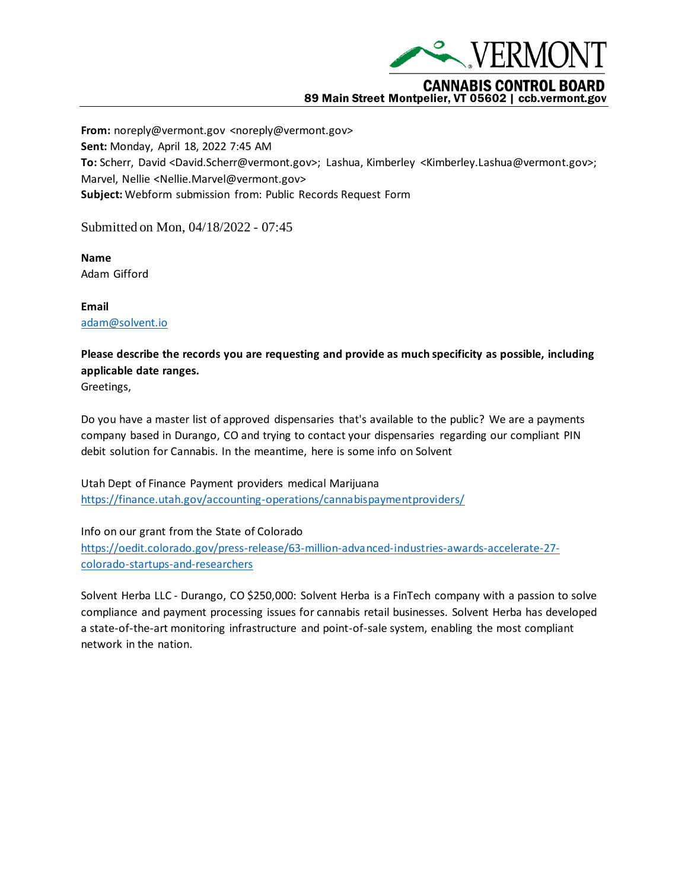VERMONT

CANNABIS CONTROL BOARD
89 Main Street Montpelier, VT 05602 | ccb.vermont.gov

**From:** noreply@vermont.gov <noreply@vermont.gov>
**Sent:** Monday, April 18, 2022 7:45 AM
**To:** Scherr, David <David.Scherr@vermont.gov>; Lashua, Kimberley <Kimberley.Lashua@vermont.gov>; Marvel, Nellie <Nellie.Marvel@vermont.gov>
**Subject:** Webform submission from: Public Records Request Form

Submitted on Mon, 04/18/2022 - 07:45

**Name**
Adam Gifford

**Email**
adam@solvent.io

**Please describe the records you are requesting and provide as much specificity as possible, including applicable date ranges.**
Greetings,

Do you have a master list of approved dispensaries that's available to the public? We are a payments company based in Durango, CO and trying to contact your dispensaries regarding our compliant PIN debit solution for Cannabis. In the meantime, here is some info on Solvent

Utah Dept of Finance Payment providers medical Marijuana
https://finance.utah.gov/accounting-operations/cannabispaymentproviders/

Info on our grant from the State of Colorado
https://oedit.colorado.gov/press-release/63-million-advanced-industries-awards-accelerate-27-colorado-startups-and-researchers

Solvent Herba LLC - Durango, CO $250,000: Solvent Herba is a FinTech company with a passion to solve compliance and payment processing issues for cannabis retail businesses. Solvent Herba has developed a state-of-the-art monitoring infrastructure and point-of-sale system, enabling the most compliant network in the nation.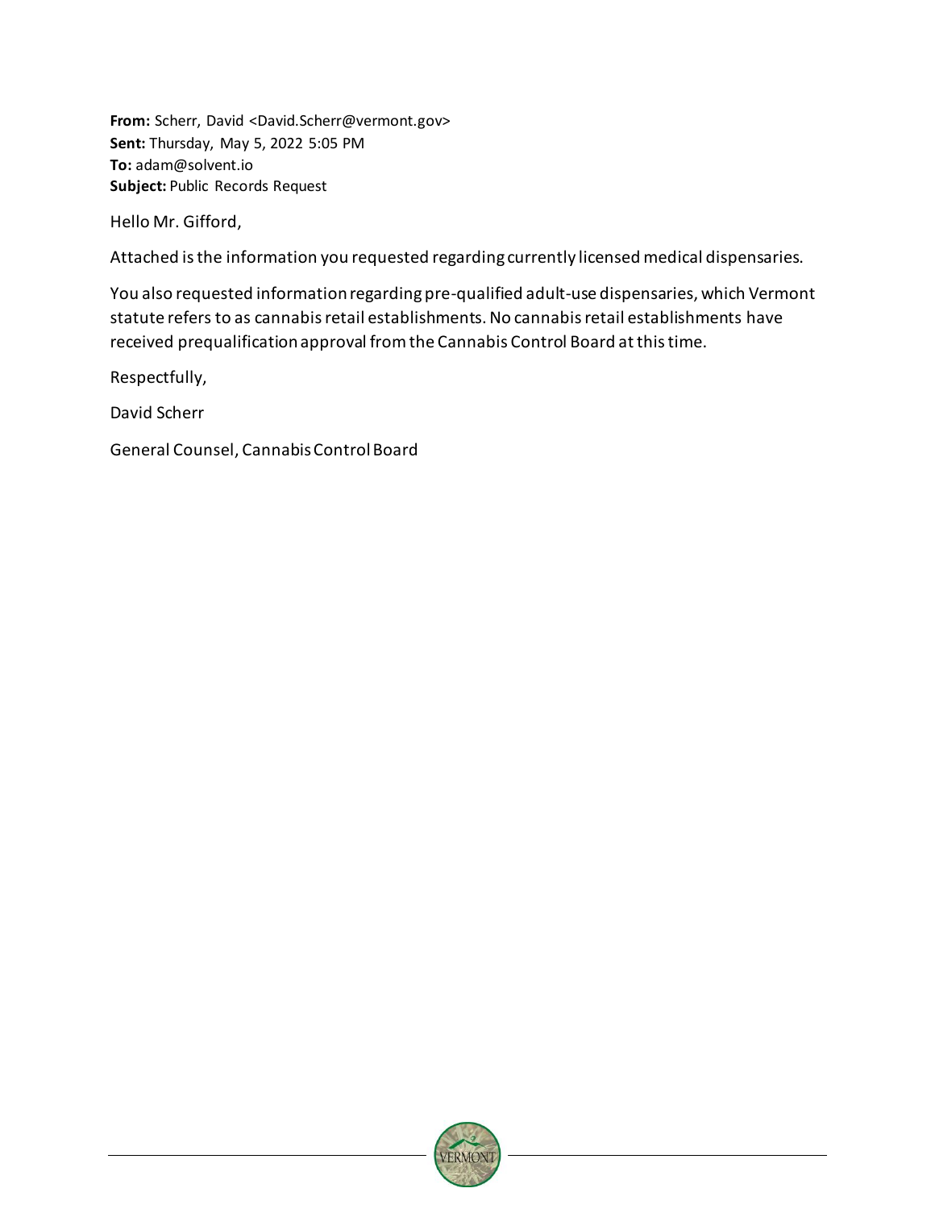**From:** Scherr, David <David.Scherr@vermont.gov>
**Sent:** Thursday, May 5, 2022 5:05 PM
**To:** adam@solvent.io
**Subject:** Public Records Request

Hello Mr. Gifford,

Attached is the information you requested regarding currently licensed medical dispensaries.

You also requested information regarding pre-qualified adult-use dispensaries, which Vermont statute refers to as cannabis retail establishments. No cannabis retail establishments have received prequalification approval from the Cannabis Control Board at this time.

Respectfully,

David Scherr

General Counsel, Cannabis Control Board